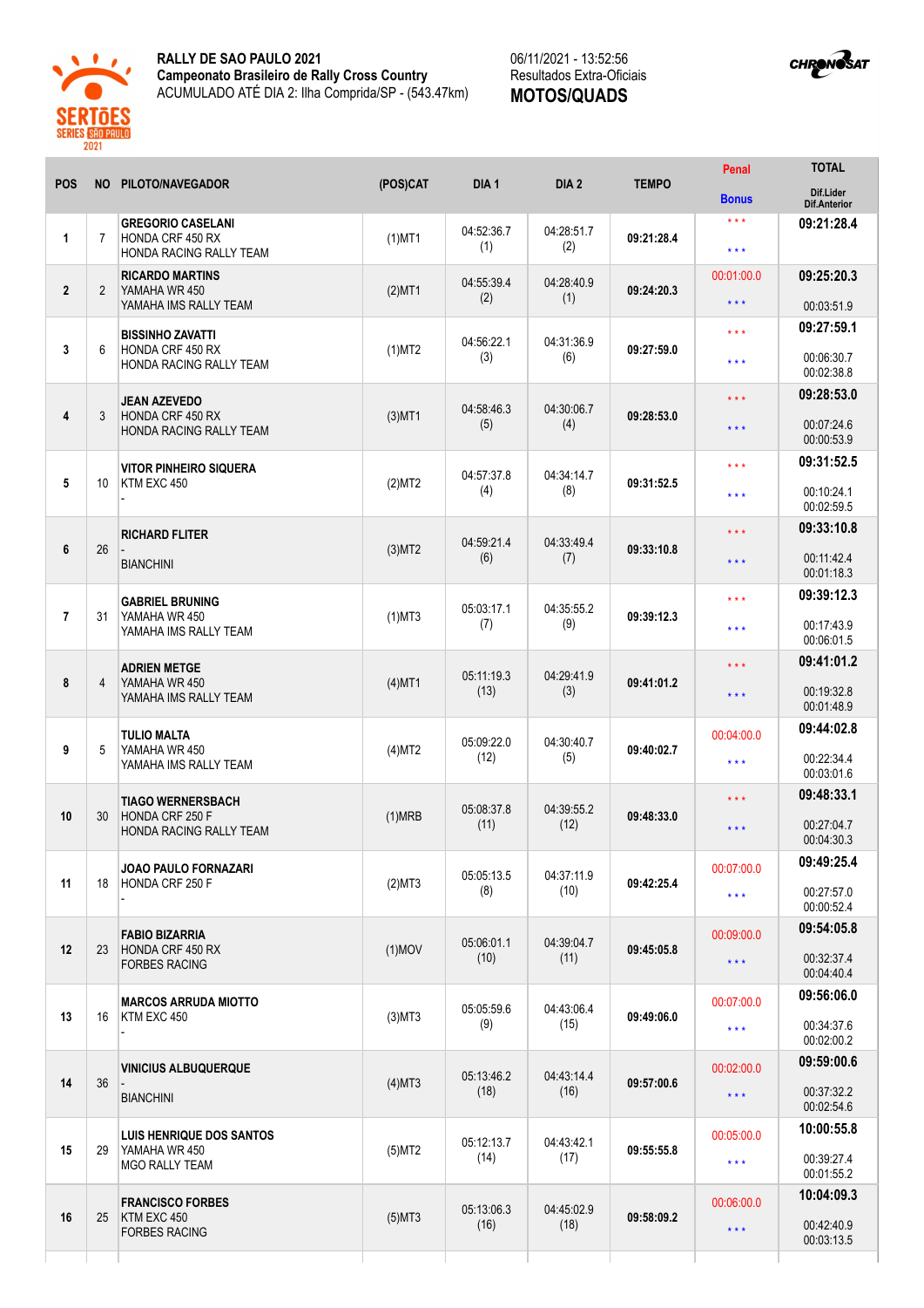**RALLY DE SAO PAULO 2021**
**Campeonato Brasileiro de Rally Cross Country**
ACUMULADO ATÉ DIA 2: Ilha Comprida/SP - (543.47km)

06/11/2021 - 13:52:56
Resultados Extra-Oficiais
**MOTOS/QUADS**

| POS | NO | PILOTO/NAVEGADOR | (POS)CAT | DIA 1 | DIA 2 | TEMPO | Penal / Bonus | TOTAL / Dif.Lider / Dif.Anterior |
|---|---|---|---|---|---|---|---|---|
| 1 | 7 | **GREGORIO CASELANI** HONDA CRF 450 RX HONDA RACING RALLY TEAM | (1)MT1 | 04:52:36.7 (1) | 04:28:51.7 (2) | **09:21:28.4** | \*\*\* \*\*\* | **09:21:28.4** |
| 2 | 2 | **RICARDO MARTINS** YAMAHA WR 450 YAMAHA IMS RALLY TEAM | (2)MT1 | 04:55:39.4 (2) | 04:28:40.9 (1) | **09:24:20.3** | 00:01:00.0 \*\*\* | **09:25:20.3** 00:03:51.9 |
| 3 | 6 | **BISSINHO ZAVATTI** HONDA CRF 450 RX HONDA RACING RALLY TEAM | (1)MT2 | 04:56:22.1 (3) | 04:31:36.9 (6) | **09:27:59.0** | \*\*\* \*\*\* | **09:27:59.1** 00:06:30.7 00:02:38.8 |
| 4 | 3 | **JEAN AZEVEDO** HONDA CRF 450 RX HONDA RACING RALLY TEAM | (3)MT1 | 04:58:46.3 (5) | 04:30:06.7 (4) | **09:28:53.0** | \*\*\* \*\*\* | **09:28:53.0** 00:07:24.6 00:00:53.9 |
| 5 | 10 | **VITOR PINHEIRO SIQUERA** KTM EXC 450 - | (2)MT2 | 04:57:37.8 (4) | 04:34:14.7 (8) | **09:31:52.5** | \*\*\* \*\*\* | **09:31:52.5** 00:10:24.1 00:02:59.5 |
| 6 | 26 | **RICHARD FLITER** - BIANCHINI | (3)MT2 | 04:59:21.4 (6) | 04:33:49.4 (7) | **09:33:10.8** | \*\*\* \*\*\* | **09:33:10.8** 00:11:42.4 00:01:18.3 |
| 7 | 31 | **GABRIEL BRUNING** YAMAHA WR 450 YAMAHA IMS RALLY TEAM | (1)MT3 | 05:03:17.1 (7) | 04:35:55.2 (9) | **09:39:12.3** | \*\*\* \*\*\* | **09:39:12.3** 00:17:43.9 00:06:01.5 |
| 8 | 4 | **ADRIEN METGE** YAMAHA WR 450 YAMAHA IMS RALLY TEAM | (4)MT1 | 05:11:19.3 (13) | 04:29:41.9 (3) | **09:41:01.2** | \*\*\* \*\*\* | **09:41:01.2** 00:19:32.8 00:01:48.9 |
| 9 | 5 | **TULIO MALTA** YAMAHA WR 450 YAMAHA IMS RALLY TEAM | (4)MT2 | 05:09:22.0 (12) | 04:30:40.7 (5) | **09:40:02.7** | 00:04:00.0 \*\*\* | **09:44:02.8** 00:22:34.4 00:03:01.6 |
| 10 | 30 | **TIAGO WERNERSBACH** HONDA CRF 250 F HONDA RACING RALLY TEAM | (1)MRB | 05:08:37.8 (11) | 04:39:55.2 (12) | **09:48:33.0** | \*\*\* \*\*\* | **09:48:33.1** 00:27:04.7 00:04:30.3 |
| 11 | 18 | **JOAO PAULO FORNAZARI** HONDA CRF 250 F - | (2)MT3 | 05:05:13.5 (8) | 04:37:11.9 (10) | **09:42:25.4** | 00:07:00.0 \*\*\* | **09:49:25.4** 00:27:57.0 00:00:52.4 |
| 12 | 23 | **FABIO BIZARRIA** HONDA CRF 450 RX FORBES RACING | (1)MOV | 05:06:01.1 (10) | 04:39:04.7 (11) | **09:45:05.8** | 00:09:00.0 \*\*\* | **09:54:05.8** 00:32:37.4 00:04:40.4 |
| 13 | 16 | **MARCOS ARRUDA MIOTTO** KTM EXC 450 - | (3)MT3 | 05:05:59.6 (9) | 04:43:06.4 (15) | **09:49:06.0** | 00:07:00.0 \*\*\* | **09:56:06.0** 00:34:37.6 00:02:00.2 |
| 14 | 36 | **VINICIUS ALBUQUERQUE** - BIANCHINI | (4)MT3 | 05:13:46.2 (18) | 04:43:14.4 (16) | **09:57:00.6** | 00:02:00.0 \*\*\* | **09:59:00.6** 00:37:32.2 00:02:54.6 |
| 15 | 29 | **LUIS HENRIQUE DOS SANTOS** YAMAHA WR 450 MGO RALLY TEAM | (5)MT2 | 05:12:13.7 (14) | 04:43:42.1 (17) | **09:55:55.8** | 00:05:00.0 \*\*\* | **10:00:55.8** 00:39:27.4 00:01:55.2 |
| 16 | 25 | **FRANCISCO FORBES** KTM EXC 450 FORBES RACING | (5)MT3 | 05:13:06.3 (16) | 04:45:02.9 (18) | **09:58:09.2** | 00:06:00.0 \*\*\* | **10:04:09.3** 00:42:40.9 00:03:13.5 |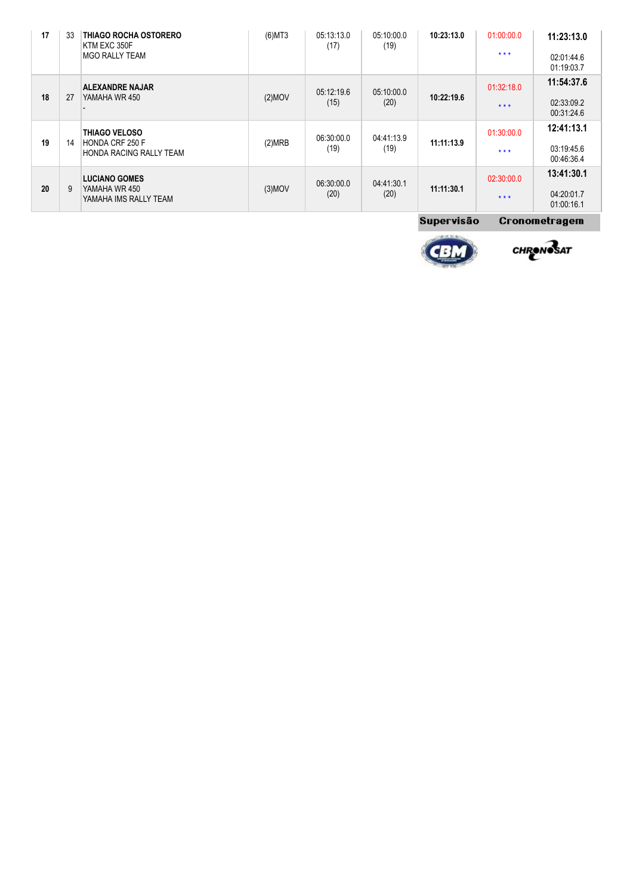| | | | | | | | | |
|---|---|---|---|---|---|---|---|---|
| 17 | 33 | **THIAGO ROCHA OSTORERO**<br>KTM EXC 350F<br>MGO RALLY TEAM | (6)MT3 | 05:13:13.0<br>(17) | 05:10:00.0<br>(19) | **10:23:13.0** | 01:00:00.0<br>* * * | **11:23:13.0**<br>02:01:44.6<br>01:19:03.7 |
| 18 | 27 | **ALEXANDRE NAJAR**<br>YAMAHA WR 450<br>- | (2)MOV | 05:12:19.6<br>(15) | 05:10:00.0<br>(20) | **10:22:19.6** | 01:32:18.0<br>* * * | **11:54:37.6**<br>02:33:09.2<br>00:31:24.6 |
| 19 | 14 | **THIAGO VELOSO**<br>HONDA CRF 250 F<br>HONDA RACING RALLY TEAM | (2)MRB | 06:30:00.0<br>(19) | 04:41:13.9<br>(19) | **11:11:13.9** | 01:30:00.0<br>* * * | **12:41:13.1**<br>03:19:45.6<br>00:46:36.4 |
| 20 | 9 | **LUCIANO GOMES**<br>YAMAHA WR 450<br>YAMAHA IMS RALLY TEAM | (3)MOV | 06:30:00.0<br>(20) | 04:41:30.1<br>(20) | **11:11:30.1** | 02:30:00.0<br>* * * | **13:41:30.1**<br>04:20:01.7<br>01:00:16.1 |

**Supervisão** **Cronometragem**

CBM CHRONOSAT